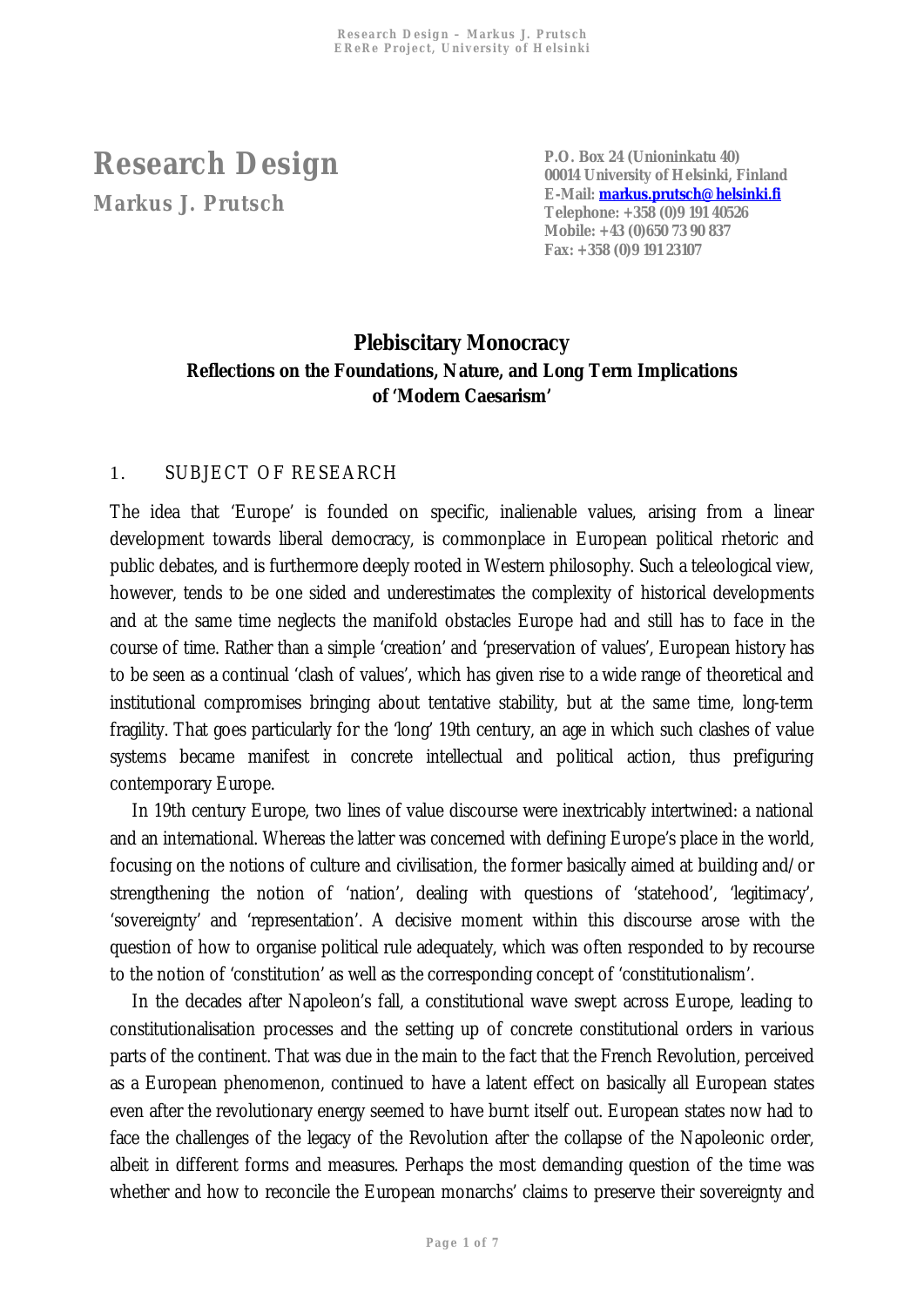# Research Design

**Markus J. Prutsch**

**P.O. Box 24 (Unioninkatu 40)**
**00014 University of Helsinki, Finland**
**E-Mail: markus.prutsch@helsinki.fi**
**Telephone: +358 (0)9 191 40526**
**Mobile: +43 (0)650 73 90 837**
**Fax: +358 (0)9 191 23107**

## Plebiscitary Monocracy

### Reflections on the Foundations, Nature, and Long Term Implications of 'Modern Caesarism'

## 1. SUBJECT OF RESEARCH

The idea that 'Europe' is founded on specific, inalienable values, arising from a linear development towards liberal democracy, is commonplace in European political rhetoric and public debates, and is furthermore deeply rooted in Western philosophy. Such a teleological view, however, tends to be one sided and underestimates the complexity of historical developments and at the same time neglects the manifold obstacles Europe had and still has to face in the course of time. Rather than a simple 'creation' and 'preservation of values', European history has to be seen as a continual 'clash of values', which has given rise to a wide range of theoretical and institutional compromises bringing about tentative stability, but at the same time, long-term fragility. That goes particularly for the 'long' 19th century, an age in which such clashes of value systems became manifest in concrete intellectual and political action, thus prefiguring contemporary Europe.

In 19th century Europe, two lines of value discourse were inextricably intertwined: a national and an international. Whereas the latter was concerned with defining Europe's place in the world, focusing on the notions of culture and civilisation, the former basically aimed at building and/or strengthening the notion of 'nation', dealing with questions of 'statehood', 'legitimacy', 'sovereignty' and 'representation'. A decisive moment within this discourse arose with the question of how to organise political rule adequately, which was often responded to by recourse to the notion of 'constitution' as well as the corresponding concept of 'constitutionalism'.

In the decades after Napoleon's fall, a constitutional wave swept across Europe, leading to constitutionalisation processes and the setting up of concrete constitutional orders in various parts of the continent. That was due in the main to the fact that the French Revolution, perceived as a European phenomenon, continued to have a latent effect on basically all European states even after the revolutionary energy seemed to have burnt itself out. European states now had to face the challenges of the legacy of the Revolution after the collapse of the Napoleonic order, albeit in different forms and measures. Perhaps the most demanding question of the time was whether and how to reconcile the European monarchs' claims to preserve their sovereignty and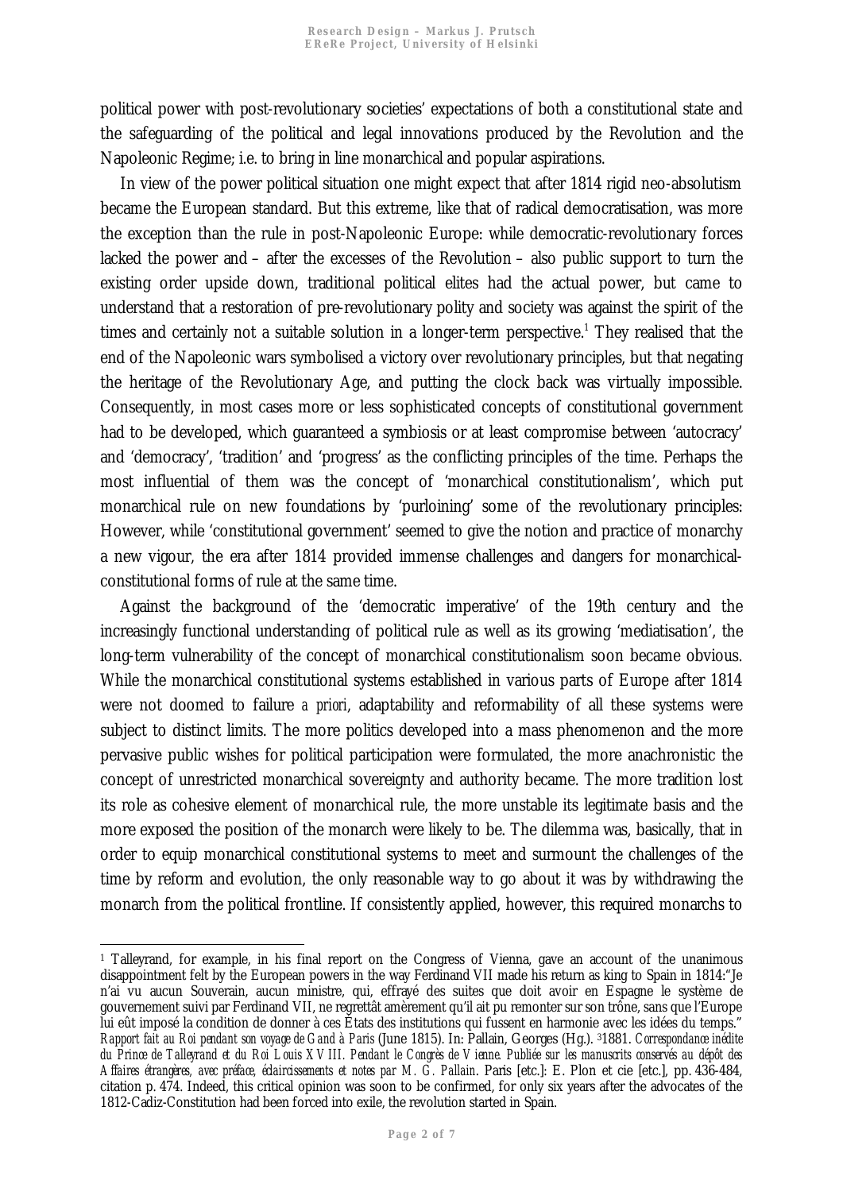political power with post-revolutionary societies' expectations of both a constitutional state and the safeguarding of the political and legal innovations produced by the Revolution and the Napoleonic Regime; i.e. to bring in line monarchical and popular aspirations.

In view of the power political situation one might expect that after 1814 rigid neo-absolutism became the European standard. But this extreme, like that of radical democratisation, was more the exception than the rule in post-Napoleonic Europe: while democratic-revolutionary forces lacked the power and – after the excesses of the Revolution – also public support to turn the existing order upside down, traditional political elites had the actual power, but came to understand that a restoration of pre-revolutionary polity and society was against the spirit of the times and certainly not a suitable solution in a longer-term perspective.[1] They realised that the end of the Napoleonic wars symbolised a victory over revolutionary principles, but that negating the heritage of the Revolutionary Age, and putting the clock back was virtually impossible. Consequently, in most cases more or less sophisticated concepts of constitutional government had to be developed, which guaranteed a symbiosis or at least compromise between 'autocracy' and 'democracy', 'tradition' and 'progress' as the conflicting principles of the time. Perhaps the most influential of them was the concept of 'monarchical constitutionalism', which put monarchical rule on new foundations by 'purloining' some of the revolutionary principles: However, while 'constitutional government' seemed to give the notion and practice of monarchy a new vigour, the era after 1814 provided immense challenges and dangers for monarchical-constitutional forms of rule at the same time.

Against the background of the 'democratic imperative' of the 19th century and the increasingly functional understanding of political rule as well as its growing 'mediatisation', the long-term vulnerability of the concept of monarchical constitutionalism soon became obvious. While the monarchical constitutional systems established in various parts of Europe after 1814 were not doomed to failure *a priori*, adaptability and reformability of all these systems were subject to distinct limits. The more politics developed into a mass phenomenon and the more pervasive public wishes for political participation were formulated, the more anachronistic the concept of unrestricted monarchical sovereignty and authority became. The more tradition lost its role as cohesive element of monarchical rule, the more unstable its legitimate basis and the more exposed the position of the monarch were likely to be. The dilemma was, basically, that in order to equip monarchical constitutional systems to meet and surmount the challenges of the time by reform and evolution, the only reasonable way to go about it was by withdrawing the monarch from the political frontline. If consistently applied, however, this required monarchs to

---

[1] Talleyrand, for example, in his final report on the Congress of Vienna, gave an account of the unanimous disappointment felt by the European powers in the way Ferdinand VII made his return as king to Spain in 1814:"Je n'ai vu aucun Souverain, aucun ministre, qui, effrayé des suites que doit avoir en Espagne le système de gouvernement suivi par Ferdinand VII, ne regrettât amèrement qu'il ait pu remonter sur son trône, sans que l'Europe lui eût imposé la condition de donner à ces États des institutions qui fussent en harmonie avec les idées du temps." *Rapport fait au Roi pendant son voyage de Gand à Paris* (June 1815). In: Pallain, Georges (Hg.). [3]1881. *Correspondance inédite du Prince de Talleyrand et du Roi Louis XVIII. Pendant le Congrès de Vienne. Publiée sur les manuscrits conservés au dépôt des Affaires étrangères, avec préface, éclaircissements et notes par M. G. Pallain*. Paris [etc.]: E. Plon et cie [etc.], pp. 436-484, citation p. 474. Indeed, this critical opinion was soon to be confirmed, for only six years after the advocates of the 1812-Cadiz-Constitution had been forced into exile, the revolution started in Spain.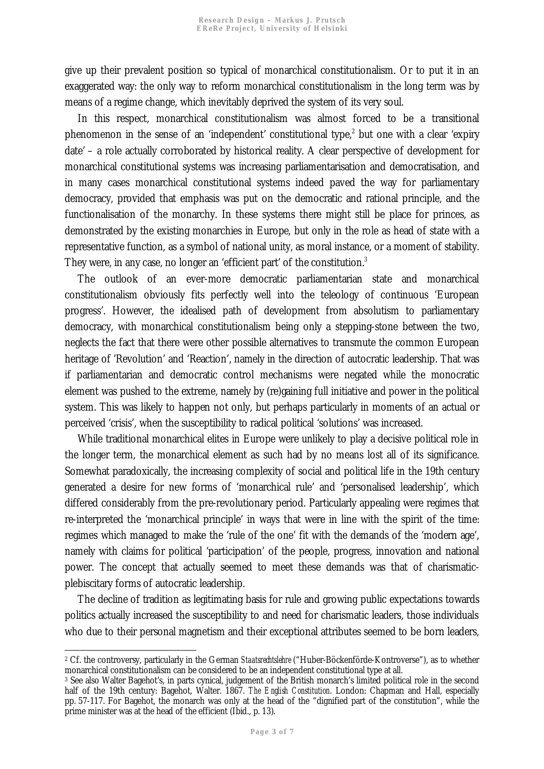give up their prevalent position so typical of monarchical constitutionalism. Or to put it in an exaggerated way: the only way to reform monarchical constitutionalism in the long term was by means of a regime change, which inevitably deprived the system of its very soul.

In this respect, monarchical constitutionalism was almost forced to be a transitional phenomenon in the sense of an 'independent' constitutional type,[2] but one with a clear 'expiry date' – a role actually corroborated by historical reality. A clear perspective of development for monarchical constitutional systems was increasing parliamentarisation and democratisation, and in many cases monarchical constitutional systems indeed paved the way for parliamentary democracy, provided that emphasis was put on the democratic and rational principle, and the functionalisation of the monarchy. In these systems there might still be place for princes, as demonstrated by the existing monarchies in Europe, but only in the role as head of state with a representative function, as a symbol of national unity, as moral instance, or a moment of stability. They were, in any case, no longer an 'efficient part' of the constitution.[3]

The outlook of an ever-more democratic parliamentarian state and monarchical constitutionalism obviously fits perfectly well into the teleology of continuous 'European progress'. However, the idealised path of development from absolutism to parliamentary democracy, with monarchical constitutionalism being only a stepping-stone between the two, neglects the fact that there were other possible alternatives to transmute the common European heritage of 'Revolution' and 'Reaction', namely in the direction of autocratic leadership. That was if parliamentarian and democratic control mechanisms were negated while the monocratic element was pushed to the extreme, namely by (re)gaining full initiative and power in the political system. This was likely to happen not only, but perhaps particularly in moments of an actual or perceived 'crisis', when the susceptibility to radical political 'solutions' was increased.

While traditional monarchical elites in Europe were unlikely to play a decisive political role in the longer term, the monarchical element as such had by no means lost all of its significance. Somewhat paradoxically, the increasing complexity of social and political life in the 19th century generated a desire for new forms of 'monarchical rule' and 'personalised leadership', which differed considerably from the pre-revolutionary period. Particularly appealing were regimes that re-interpreted the 'monarchical principle' in ways that were in line with the spirit of the time: regimes which managed to make the 'rule of the one' fit with the demands of the 'modern age', namely with claims for political 'participation' of the people, progress, innovation and national power. The concept that actually seemed to meet these demands was that of charismatic-plebiscitary forms of autocratic leadership.

The decline of tradition as legitimating basis for rule and growing public expectations towards politics actually increased the susceptibility to and need for charismatic leaders, those individuals who due to their personal magnetism and their exceptional attributes seemed to be born leaders,

---

[2] Cf. the controversy, particularly in the German *Staatsrechtslehre* ("Huber-Böckenförde-Kontroverse"), as to whether monarchical constitutionalism can be considered to be an independent constitutional type at all.

[3] See also Walter Bagehot's, in parts cynical, judgement of the British monarch's limited political role in the second half of the 19th century: Bagehot, Walter. 1867. *The English Constitution*. London: Chapman and Hall, especially pp. 57-117. For Bagehot, the monarch was only at the head of the "dignified part of the constitution", while the prime minister was at the head of the efficient (Ibid., p. 13).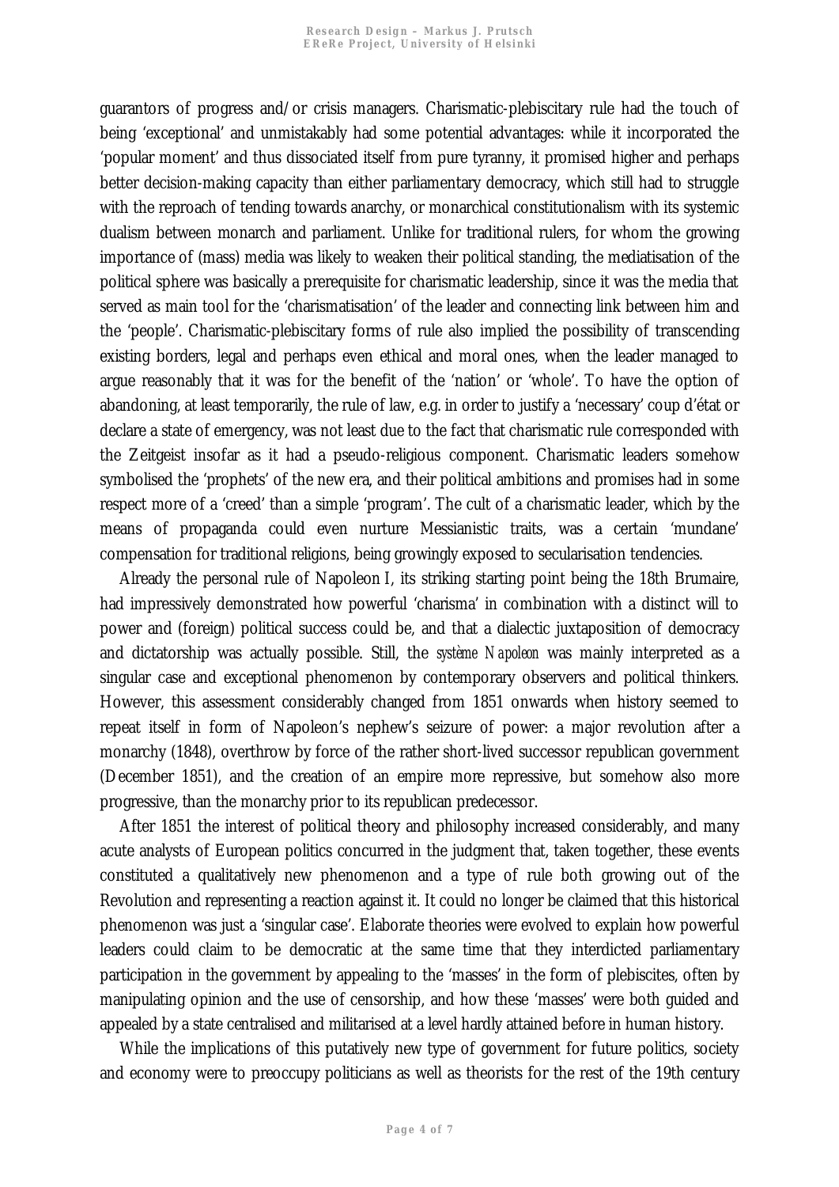guarantors of progress and/or crisis managers. Charismatic-plebiscitary rule had the touch of being 'exceptional' and unmistakably had some potential advantages: while it incorporated the 'popular moment' and thus dissociated itself from pure tyranny, it promised higher and perhaps better decision-making capacity than either parliamentary democracy, which still had to struggle with the reproach of tending towards anarchy, or monarchical constitutionalism with its systemic dualism between monarch and parliament. Unlike for traditional rulers, for whom the growing importance of (mass) media was likely to weaken their political standing, the mediatisation of the political sphere was basically a prerequisite for charismatic leadership, since it was the media that served as main tool for the 'charismatisation' of the leader and connecting link between him and the 'people'. Charismatic-plebiscitary forms of rule also implied the possibility of transcending existing borders, legal and perhaps even ethical and moral ones, when the leader managed to argue reasonably that it was for the benefit of the 'nation' or 'whole'. To have the option of abandoning, at least temporarily, the rule of law, e.g. in order to justify a 'necessary' coup d'état or declare a state of emergency, was not least due to the fact that charismatic rule corresponded with the Zeitgeist insofar as it had a pseudo-religious component. Charismatic leaders somehow symbolised the 'prophets' of the new era, and their political ambitions and promises had in some respect more of a 'creed' than a simple 'program'. The cult of a charismatic leader, which by the means of propaganda could even nurture Messianistic traits, was a certain 'mundane' compensation for traditional religions, being growingly exposed to secularisation tendencies.

Already the personal rule of Napoleon I, its striking starting point being the 18th Brumaire, had impressively demonstrated how powerful 'charisma' in combination with a distinct will to power and (foreign) political success could be, and that a dialectic juxtaposition of democracy and dictatorship was actually possible. Still, the *système Napoleon* was mainly interpreted as a singular case and exceptional phenomenon by contemporary observers and political thinkers. However, this assessment considerably changed from 1851 onwards when history seemed to repeat itself in form of Napoleon's nephew's seizure of power: a major revolution after a monarchy (1848), overthrow by force of the rather short-lived successor republican government (December 1851), and the creation of an empire more repressive, but somehow also more progressive, than the monarchy prior to its republican predecessor.

After 1851 the interest of political theory and philosophy increased considerably, and many acute analysts of European politics concurred in the judgment that, taken together, these events constituted a qualitatively new phenomenon and a type of rule both growing out of the Revolution and representing a reaction against it. It could no longer be claimed that this historical phenomenon was just a 'singular case'. Elaborate theories were evolved to explain how powerful leaders could claim to be democratic at the same time that they interdicted parliamentary participation in the government by appealing to the 'masses' in the form of plebiscites, often by manipulating opinion and the use of censorship, and how these 'masses' were both guided and appealed by a state centralised and militarised at a level hardly attained before in human history.

While the implications of this putatively new type of government for future politics, society and economy were to preoccupy politicians as well as theorists for the rest of the 19th century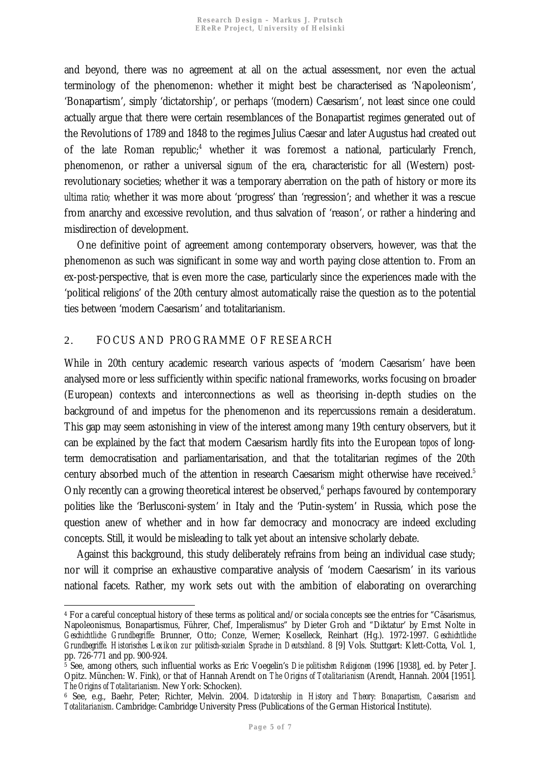and beyond, there was no agreement at all on the actual assessment, nor even the actual terminology of the phenomenon: whether it might best be characterised as 'Napoleonism', 'Bonapartism', simply 'dictatorship', or perhaps '(modern) Caesarism', not least since one could actually argue that there were certain resemblances of the Bonapartist regimes generated out of the Revolutions of 1789 and 1848 to the regimes Julius Caesar and later Augustus had created out of the late Roman republic;[4] whether it was foremost a national, particularly French, phenomenon, or rather a universal *signum* of the era, characteristic for all (Western) post-revolutionary societies; whether it was a temporary aberration on the path of history or more its *ultima ratio*; whether it was more about 'progress' than 'regression'; and whether it was a rescue from anarchy and excessive revolution, and thus salvation of 'reason', or rather a hindering and misdirection of development.

One definitive point of agreement among contemporary observers, however, was that the phenomenon as such was significant in some way and worth paying close attention to. From an ex-post-perspective, that is even more the case, particularly since the experiences made with the 'political religions' of the 20th century almost automatically raise the question as to the potential ties between 'modern Caesarism' and totalitarianism.

## 2. FOCUS AND PROGRAMME OF RESEARCH

While in 20th century academic research various aspects of 'modern Caesarism' have been analysed more or less sufficiently within specific national frameworks, works focusing on broader (European) contexts and interconnections as well as theorising in-depth studies on the background of and impetus for the phenomenon and its repercussions remain a desideratum. This gap may seem astonishing in view of the interest among many 19th century observers, but it can be explained by the fact that modern Caesarism hardly fits into the European *topos* of long-term democratisation and parliamentarisation, and that the totalitarian regimes of the 20th century absorbed much of the attention in research Caesarism might otherwise have received.[5] Only recently can a growing theoretical interest be observed,[6] perhaps favoured by contemporary polities like the 'Berlusconi-system' in Italy and the 'Putin-system' in Russia, which pose the question anew of whether and in how far democracy and monocracy are indeed excluding concepts. Still, it would be misleading to talk yet about an intensive scholarly debate.

Against this background, this study deliberately refrains from being an individual case study; nor will it comprise an exhaustive comparative analysis of 'modern Caesarism' in its various national facets. Rather, my work sets out with the ambition of elaborating on overarching

---

[4] For a careful conceptual history of these terms as political and/or sociala concepts see the entries for "Cäsarismus, Napoleonismus, Bonapartismus, Führer, Chef, Imperialismus" by Dieter Groh and "Diktatur' by Ernst Nolte in *Geschichtliche Grundbegriffe*: Brunner, Otto; Conze, Werner; Koselleck, Reinhart (Hg.). 1972-1997. *Geschichtliche Grundbegriffe. Historisches Lexikon zur politisch-sozialen Sprache in Deutschland*. 8 [9] Vols. Stuttgart: Klett-Cotta, Vol. 1, pp. 726-771 and pp. 900-924.

[5] See, among others, such influential works as Eric Voegelin's *Die politischen Religionen* (1996 [1938], ed. by Peter J. Opitz. München: W. Fink), or that of Hannah Arendt on *The Origins of Totalitarianism* (Arendt, Hannah. 2004 [1951]. *The Origins of Totalitarianism*. New York: Schocken).

[6] See, e.g., Baehr, Peter; Richter, Melvin. 2004. *Dictatorship in History and Theory: Bonapartism, Caesarism and Totalitarianism*. Cambridge: Cambridge University Press (Publications of the German Historical Institute).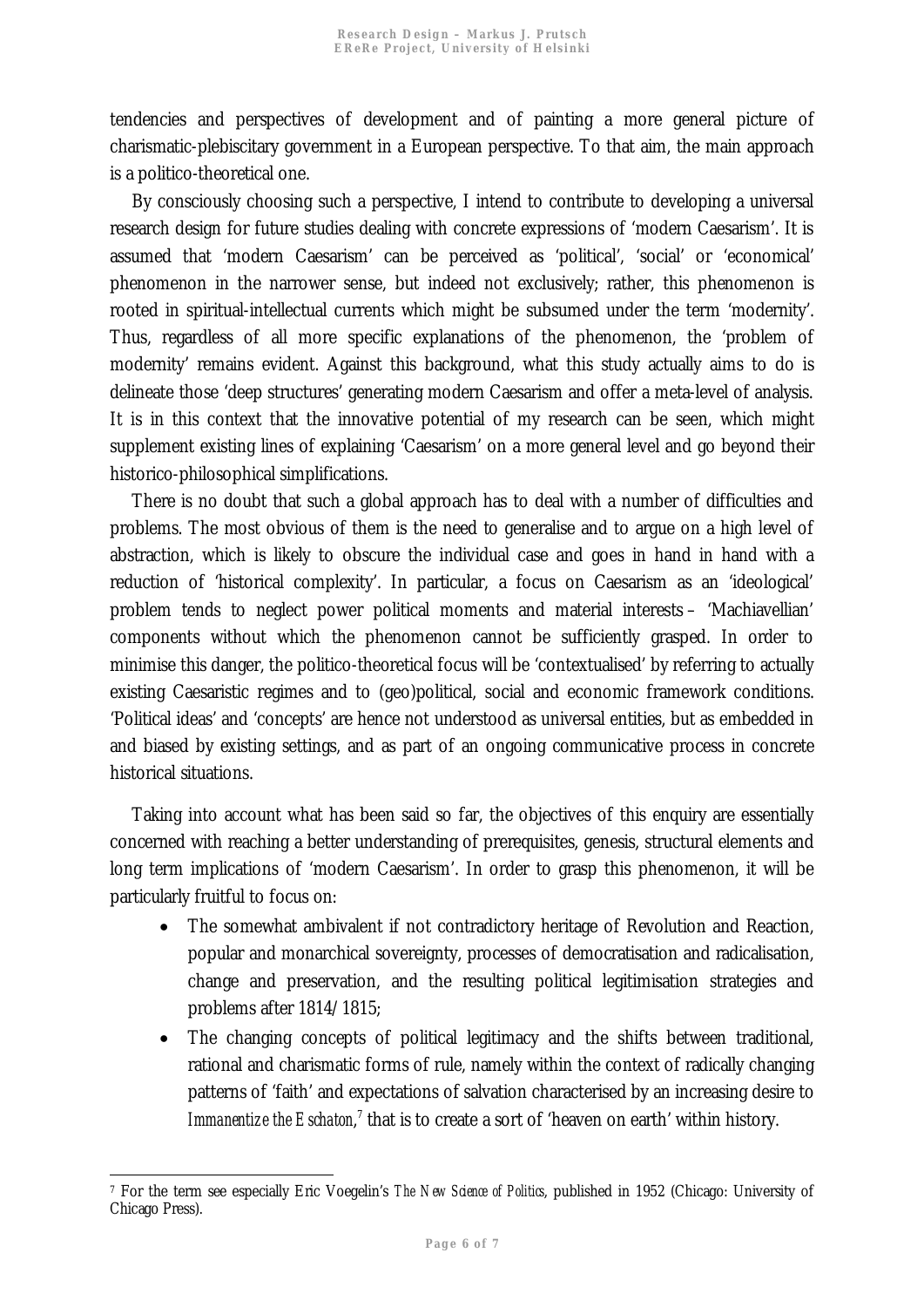tendencies and perspectives of development and of painting a more general picture of charismatic-plebiscitary government in a European perspective. To that aim, the main approach is a politico-theoretical one.

By consciously choosing such a perspective, I intend to contribute to developing a universal research design for future studies dealing with concrete expressions of 'modern Caesarism'. It is assumed that 'modern Caesarism' can be perceived as 'political', 'social' or 'economical' phenomenon in the narrower sense, but indeed not exclusively; rather, this phenomenon is rooted in spiritual-intellectual currents which might be subsumed under the term 'modernity'. Thus, regardless of all more specific explanations of the phenomenon, the 'problem of modernity' remains evident. Against this background, what this study actually aims to do is delineate those 'deep structures' generating modern Caesarism and offer a meta-level of analysis. It is in this context that the innovative potential of my research can be seen, which might supplement existing lines of explaining 'Caesarism' on a more general level and go beyond their historico-philosophical simplifications.

There is no doubt that such a global approach has to deal with a number of difficulties and problems. The most obvious of them is the need to generalise and to argue on a high level of abstraction, which is likely to obscure the individual case and goes in hand in hand with a reduction of 'historical complexity'. In particular, a focus on Caesarism as an 'ideological' problem tends to neglect power political moments and material interests – 'Machiavellian' components without which the phenomenon cannot be sufficiently grasped. In order to minimise this danger, the politico-theoretical focus will be 'contextualised' by referring to actually existing Caesaristic regimes and to (geo)political, social and economic framework conditions. 'Political ideas' and 'concepts' are hence not understood as universal entities, but as embedded in and biased by existing settings, and as part of an ongoing communicative process in concrete historical situations.

Taking into account what has been said so far, the objectives of this enquiry are essentially concerned with reaching a better understanding of prerequisites, genesis, structural elements and long term implications of 'modern Caesarism'. In order to grasp this phenomenon, it will be particularly fruitful to focus on:

- The somewhat ambivalent if not contradictory heritage of Revolution and Reaction, popular and monarchical sovereignty, processes of democratisation and radicalisation, change and preservation, and the resulting political legitimisation strategies and problems after 1814/1815;
- The changing concepts of political legitimacy and the shifts between traditional, rational and charismatic forms of rule, namely within the context of radically changing patterns of 'faith' and expectations of salvation characterised by an increasing desire to *Immanentize the Eschaton*,[7] that is to create a sort of 'heaven on earth' within history.

---

[7] For the term see especially Eric Voegelin's *The New Science of Politics*, published in 1952 (Chicago: University of Chicago Press).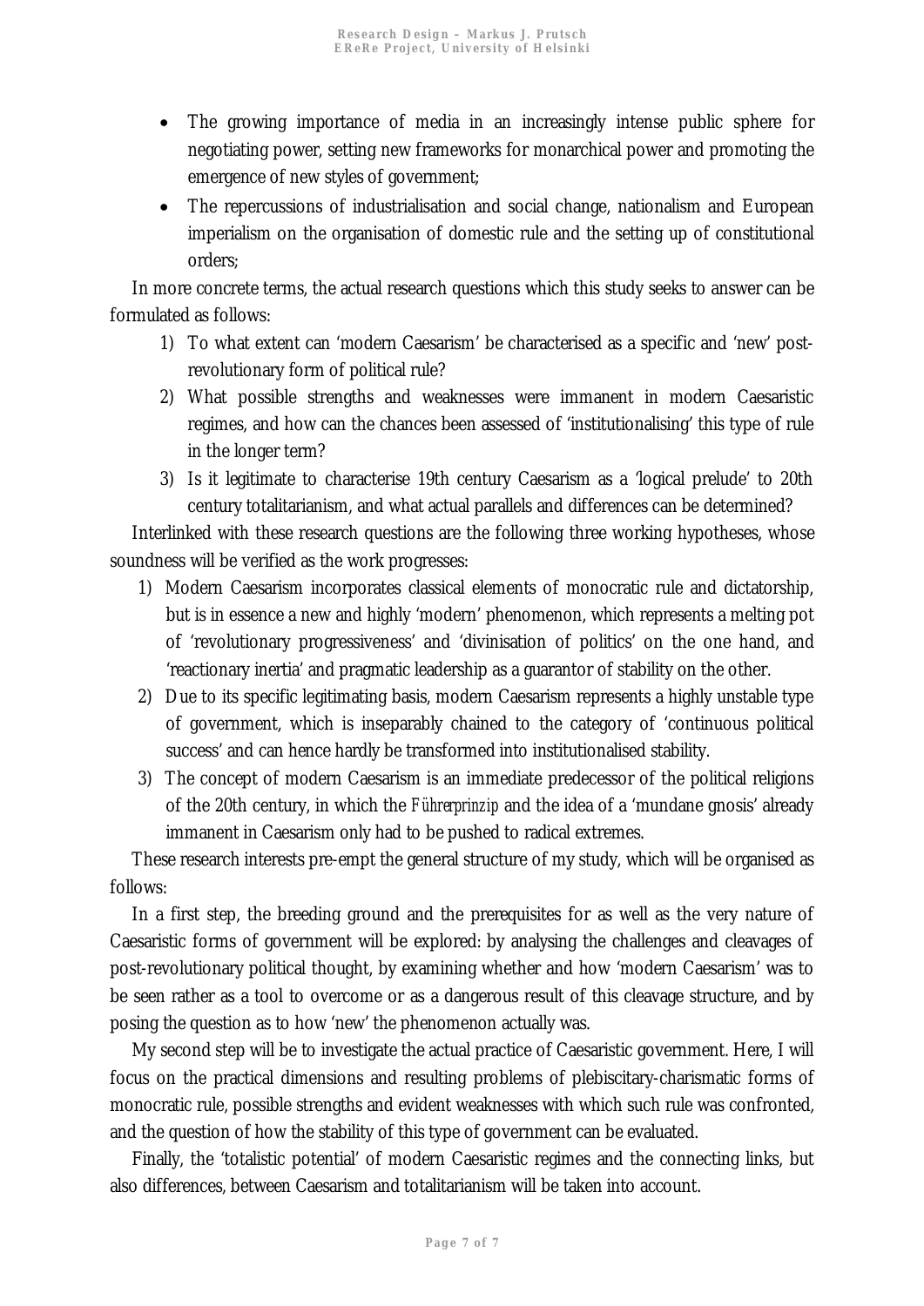- The growing importance of media in an increasingly intense public sphere for negotiating power, setting new frameworks for monarchical power and promoting the emergence of new styles of government;
- The repercussions of industrialisation and social change, nationalism and European imperialism on the organisation of domestic rule and the setting up of constitutional orders;

In more concrete terms, the actual research questions which this study seeks to answer can be formulated as follows:

1) To what extent can 'modern Caesarism' be characterised as a specific and 'new' post-revolutionary form of political rule?
2) What possible strengths and weaknesses were immanent in modern Caesaristic regimes, and how can the chances been assessed of 'institutionalising' this type of rule in the longer term?
3) Is it legitimate to characterise 19th century Caesarism as a 'logical prelude' to 20th century totalitarianism, and what actual parallels and differences can be determined?

Interlinked with these research questions are the following three working hypotheses, whose soundness will be verified as the work progresses:

1) Modern Caesarism incorporates classical elements of monocratic rule and dictatorship, but is in essence a new and highly 'modern' phenomenon, which represents a melting pot of 'revolutionary progressiveness' and 'divinisation of politics' on the one hand, and 'reactionary inertia' and pragmatic leadership as a guarantor of stability on the other.
2) Due to its specific legitimating basis, modern Caesarism represents a highly unstable type of government, which is inseparably chained to the category of 'continuous political success' and can hence hardly be transformed into institutionalised stability.
3) The concept of modern Caesarism is an immediate predecessor of the political religions of the 20th century, in which the *Führerprinzip* and the idea of a 'mundane gnosis' already immanent in Caesarism only had to be pushed to radical extremes.

These research interests pre-empt the general structure of my study, which will be organised as follows:

In a first step, the breeding ground and the prerequisites for as well as the very nature of Caesaristic forms of government will be explored: by analysing the challenges and cleavages of post-revolutionary political thought, by examining whether and how 'modern Caesarism' was to be seen rather as a tool to overcome or as a dangerous result of this cleavage structure, and by posing the question as to how 'new' the phenomenon actually was.

My second step will be to investigate the actual practice of Caesaristic government. Here, I will focus on the practical dimensions and resulting problems of plebiscitary-charismatic forms of monocratic rule, possible strengths and evident weaknesses with which such rule was confronted, and the question of how the stability of this type of government can be evaluated.

Finally, the 'totalistic potential' of modern Caesaristic regimes and the connecting links, but also differences, between Caesarism and totalitarianism will be taken into account.